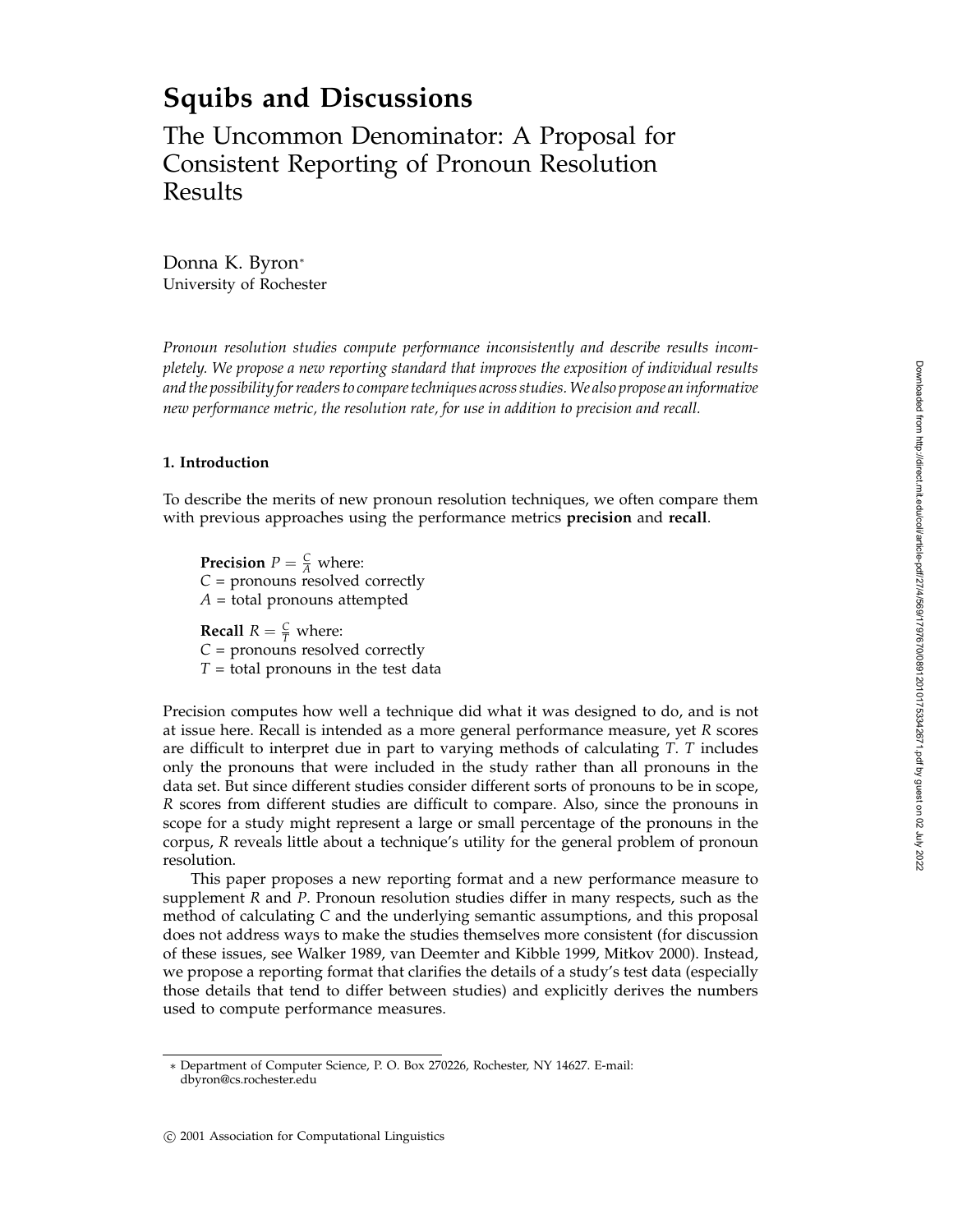# Squibs and Discussions

## The Uncommon Denominator: A Proposal for Consistent Reporting of Pronoun Resolution Results

Donna K. Byron*
University of Rochester

*Pronoun resolution studies compute performance inconsistently and describe results incompletely. We propose a new reporting standard that improves the exposition of individual results and the possibility for readers to compare techniques across studies. We also propose an informative new performance metric, the resolution rate, for use in addition to precision and recall.*

### 1. Introduction

To describe the merits of new pronoun resolution techniques, we often compare them with previous approaches using the performance metrics **precision** and **recall**.

> **Precision** $P = \frac{C}{A}$ where:
> $C$ = pronouns resolved correctly
> $A$ = total pronouns attempted
>
> **Recall** $R = \frac{C}{T}$ where:
> $C$ = pronouns resolved correctly
> $T$ = total pronouns in the test data

Precision computes how well a technique did what it was designed to do, and is not at issue here. Recall is intended as a more general performance measure, yet $R$ scores are difficult to interpret due in part to varying methods of calculating $T$. $T$ includes only the pronouns that were included in the study rather than all pronouns in the data set. But since different studies consider different sorts of pronouns to be in scope, $R$ scores from different studies are difficult to compare. Also, since the pronouns in scope for a study might represent a large or small percentage of the pronouns in the corpus, $R$ reveals little about a technique's utility for the general problem of pronoun resolution.

This paper proposes a new reporting format and a new performance measure to supplement $R$ and $P$. Pronoun resolution studies differ in many respects, such as the method of calculating $C$ and the underlying semantic assumptions, and this proposal does not address ways to make the studies themselves more consistent (for discussion of these issues, see Walker 1989, van Deemter and Kibble 1999, Mitkov 2000). Instead, we propose a reporting format that clarifies the details of a study's test data (especially those details that tend to differ between studies) and explicitly derives the numbers used to compute performance measures.

---

* Department of Computer Science, P. O. Box 270226, Rochester, NY 14627. E-mail: dbyron@cs.rochester.edu

© 2001 Association for Computational Linguistics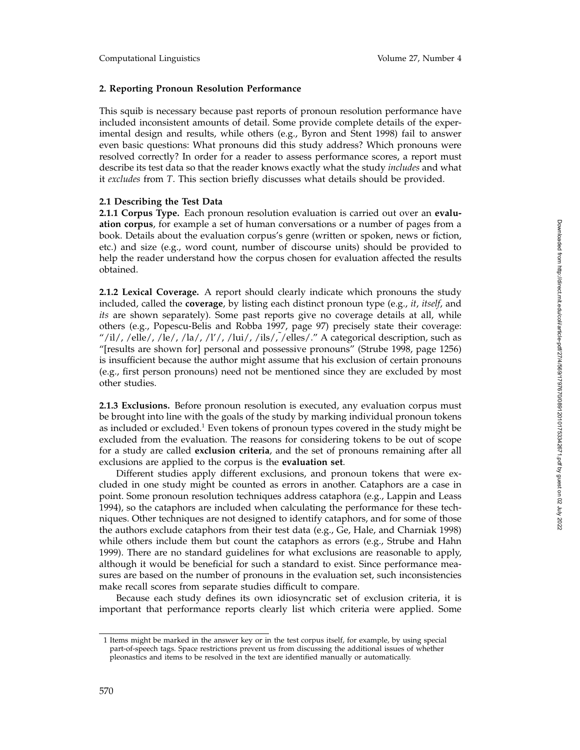## 2. Reporting Pronoun Resolution Performance

This squib is necessary because past reports of pronoun resolution performance have included inconsistent amounts of detail. Some provide complete details of the experimental design and results, while others (e.g., Byron and Stent 1998) fail to answer even basic questions: What pronouns did this study address? Which pronouns were resolved correctly? In order for a reader to assess performance scores, a report must describe its test data so that the reader knows exactly what the study *includes* and what it *excludes* from $T$. This section briefly discusses what details should be provided.

### 2.1 Describing the Test Data

**2.1.1 Corpus Type.** Each pronoun resolution evaluation is carried out over an **evaluation corpus**, for example a set of human conversations or a number of pages from a book. Details about the evaluation corpus's genre (written or spoken, news or fiction, etc.) and size (e.g., word count, number of discourse units) should be provided to help the reader understand how the corpus chosen for evaluation affected the results obtained.

**2.1.2 Lexical Coverage.** A report should clearly indicate which pronouns the study included, called the **coverage**, by listing each distinct pronoun type (e.g., *it*, *itself*, and *its* are shown separately). Some past reports give no coverage details at all, while others (e.g., Popescu-Belis and Robba 1997, page 97) precisely state their coverage: "/il/, /elle/, /le/, /la/, /l'/, /lui/, /ils/,~/elles/." A categorical description, such as "[results are shown for] personal and possessive pronouns" (Strube 1998, page 1256) is insufficient because the author might assume that his exclusion of certain pronouns (e.g., first person pronouns) need not be mentioned since they are excluded by most other studies.

**2.1.3 Exclusions.** Before pronoun resolution is executed, any evaluation corpus must be brought into line with the goals of the study by marking individual pronoun tokens as included or excluded.[1] Even tokens of pronoun types covered in the study might be excluded from the evaluation. The reasons for considering tokens to be out of scope for a study are called **exclusion criteria**, and the set of pronouns remaining after all exclusions are applied to the corpus is the **evaluation set**.

Different studies apply different exclusions, and pronoun tokens that were excluded in one study might be counted as errors in another. Cataphors are a case in point. Some pronoun resolution techniques address cataphora (e.g., Lappin and Leass 1994), so the cataphors are included when calculating the performance for these techniques. Other techniques are not designed to identify cataphors, and for some of those the authors exclude cataphors from their test data (e.g., Ge, Hale, and Charniak 1998) while others include them but count the cataphors as errors (e.g., Strube and Hahn 1999). There are no standard guidelines for what exclusions are reasonable to apply, although it would be beneficial for such a standard to exist. Since performance measures are based on the number of pronouns in the evaluation set, such inconsistencies make recall scores from separate studies difficult to compare.

Because each study defines its own idiosyncratic set of exclusion criteria, it is important that performance reports clearly list which criteria were applied. Some

---

1 Items might be marked in the answer key or in the test corpus itself, for example, by using special part-of-speech tags. Space restrictions prevent us from discussing the additional issues of whether pleonastics and items to be resolved in the text are identified manually or automatically.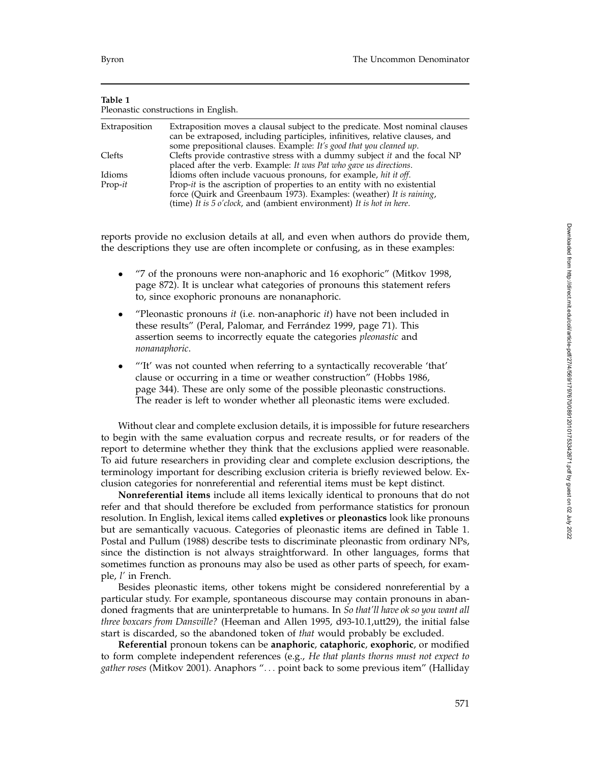**Table 1**
Pleonastic constructions in English.

| | |
|---|---|
| Extraposition | Extraposition moves a clausal subject to the predicate. Most nominal clauses can be extraposed, including participles, infinitives, relative clauses, and some prepositional clauses. Example: *It's good that you cleaned up*. |
| Clefts | Clefts provide contrastive stress with a dummy subject *it* and the focal NP placed after the verb. Example: *It was Pat who gave us directions*. |
| Idioms | Idioms often include vacuous pronouns, for example, *hit it off*. |
| Prop-*it* | Prop-*it* is the ascription of properties to an entity with no existential force (Quirk and Greenbaum 1973). Examples: (weather) *It is raining*, (time) *It is 5 o'clock*, and (ambient environment) *It is hot in here*. |

reports provide no exclusion details at all, and even when authors do provide them, the descriptions they use are often incomplete or confusing, as in these examples:

- "7 of the pronouns were non-anaphoric and 16 exophoric" (Mitkov 1998, page 872). It is unclear what categories of pronouns this statement refers to, since exophoric pronouns are nonanaphoric.
- "Pleonastic pronouns *it* (i.e. non-anaphoric *it*) have not been included in these results" (Peral, Palomar, and Ferrández 1999, page 71). This assertion seems to incorrectly equate the categories *pleonastic* and *nonanaphoric*.
- "'It' was not counted when referring to a syntactically recoverable 'that' clause or occurring in a time or weather construction" (Hobbs 1986, page 344). These are only some of the possible pleonastic constructions. The reader is left to wonder whether all pleonastic items were excluded.

Without clear and complete exclusion details, it is impossible for future researchers to begin with the same evaluation corpus and recreate results, or for readers of the report to determine whether they think that the exclusions applied were reasonable. To aid future researchers in providing clear and complete exclusion descriptions, the terminology important for describing exclusion criteria is briefly reviewed below. Exclusion categories for nonreferential and referential items must be kept distinct.

**Nonreferential items** include all items lexically identical to pronouns that do not refer and that should therefore be excluded from performance statistics for pronoun resolution. In English, lexical items called **expletives** or **pleonastics** look like pronouns but are semantically vacuous. Categories of pleonastic items are defined in Table 1. Postal and Pullum (1988) describe tests to discriminate pleonastic from ordinary NPs, since the distinction is not always straightforward. In other languages, forms that sometimes function as pronouns may also be used as other parts of speech, for example, *l'* in French.

Besides pleonastic items, other tokens might be considered nonreferential by a particular study. For example, spontaneous discourse may contain pronouns in abandoned fragments that are uninterpretable to humans. In *So that'll have ok so you want all three boxcars from Dansville?* (Heeman and Allen 1995, d93-10.1,utt29), the initial false start is discarded, so the abandoned token of *that* would probably be excluded.

**Referential** pronoun tokens can be **anaphoric**, **cataphoric**, **exophoric**, or modified to form complete independent references (e.g., *He that plants thorns must not expect to gather roses* (Mitkov 2001). Anaphors "... point back to some previous item" (Halliday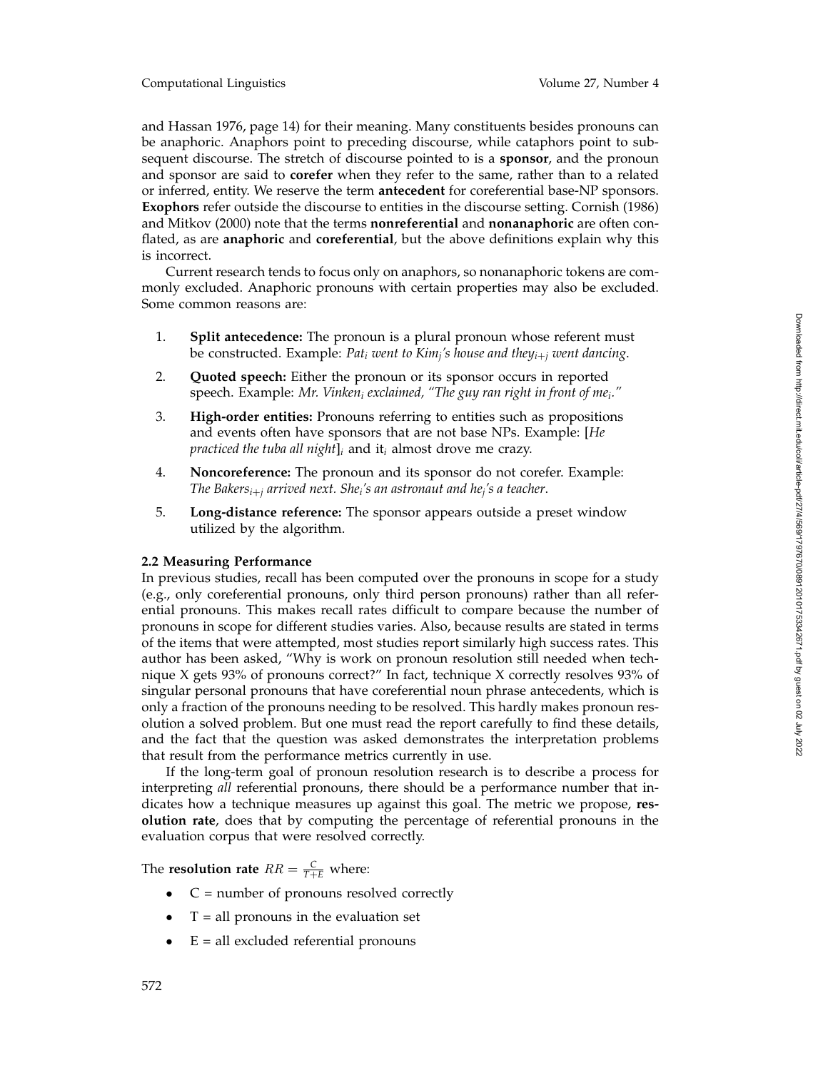and Hassan 1976, page 14) for their meaning. Many constituents besides pronouns can be anaphoric. Anaphors point to preceding discourse, while cataphors point to subsequent discourse. The stretch of discourse pointed to is a **sponsor**, and the pronoun and sponsor are said to **corefer** when they refer to the same, rather than to a related or inferred, entity. We reserve the term **antecedent** for coreferential base-NP sponsors. **Exophors** refer outside the discourse to entities in the discourse setting. Cornish (1986) and Mitkov (2000) note that the terms **nonreferential** and **nonanaphoric** are often conflated, as are **anaphoric** and **coreferential**, but the above definitions explain why this is incorrect.

Current research tends to focus only on anaphors, so nonanaphoric tokens are commonly excluded. Anaphoric pronouns with certain properties may also be excluded. Some common reasons are:

1. **Split antecedence:** The pronoun is a plural pronoun whose referent must be constructed. Example: *Pat*$_i$ *went to Kim*$_j$*'s house and they*$_{i+j}$ *went dancing*.
2. **Quoted speech:** Either the pronoun or its sponsor occurs in reported speech. Example: *Mr. Vinken*$_i$ *exclaimed, "The guy ran right in front of me*$_i$*."*
3. **High-order entities:** Pronouns referring to entities such as propositions and events often have sponsors that are not base NPs. Example: [*He practiced the tuba all night*]$_i$ and it$_i$ almost drove me crazy.
4. **Noncoreference:** The pronoun and its sponsor do not corefer. Example: *The Bakers*$_{i+j}$ *arrived next. She*$_i$*'s an astronaut and he*$_j$*'s a teacher*.
5. **Long-distance reference:** The sponsor appears outside a preset window utilized by the algorithm.

### 2.2 Measuring Performance

In previous studies, recall has been computed over the pronouns in scope for a study (e.g., only coreferential pronouns, only third person pronouns) rather than all referential pronouns. This makes recall rates difficult to compare because the number of pronouns in scope for different studies varies. Also, because results are stated in terms of the items that were attempted, most studies report similarly high success rates. This author has been asked, "Why is work on pronoun resolution still needed when technique X gets 93% of pronouns correct?" In fact, technique X correctly resolves 93% of singular personal pronouns that have coreferential noun phrase antecedents, which is only a fraction of the pronouns needing to be resolved. This hardly makes pronoun resolution a solved problem. But one must read the report carefully to find these details, and the fact that the question was asked demonstrates the interpretation problems that result from the performance metrics currently in use.

If the long-term goal of pronoun resolution research is to describe a process for interpreting *all* referential pronouns, there should be a performance number that indicates how a technique measures up against this goal. The metric we propose, **resolution rate**, does that by computing the percentage of referential pronouns in the evaluation corpus that were resolved correctly.

The **resolution rate** $RR = \frac{C}{T+E}$ where:

- C = number of pronouns resolved correctly
- T = all pronouns in the evaluation set
- E = all excluded referential pronouns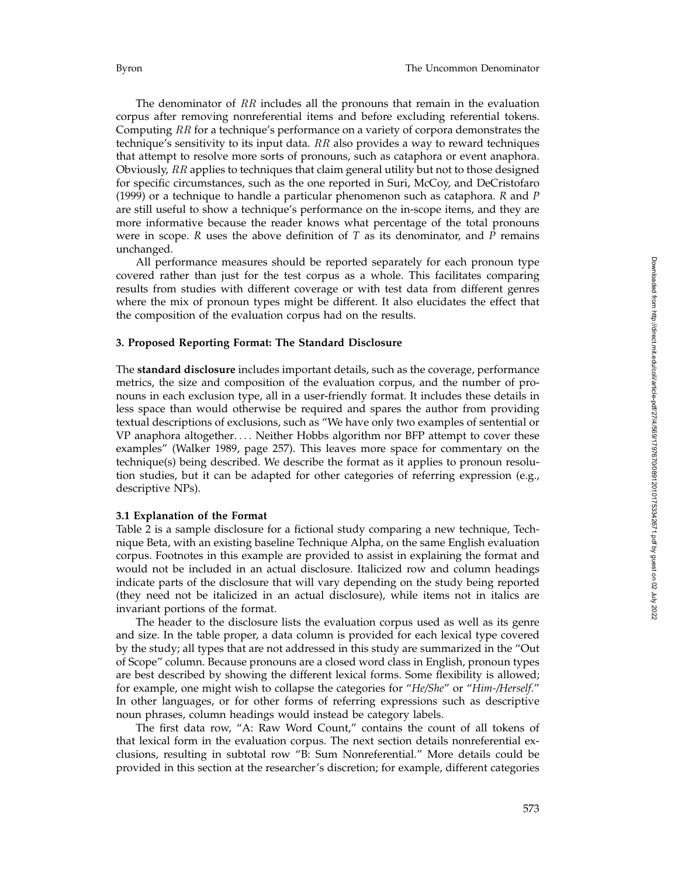The denominator of $RR$ includes all the pronouns that remain in the evaluation corpus after removing nonreferential items and before excluding referential tokens. Computing $RR$ for a technique's performance on a variety of corpora demonstrates the technique's sensitivity to its input data. $RR$ also provides a way to reward techniques that attempt to resolve more sorts of pronouns, such as cataphora or event anaphora. Obviously, $RR$ applies to techniques that claim general utility but not to those designed for specific circumstances, such as the one reported in Suri, McCoy, and DeCristofaro (1999) or a technique to handle a particular phenomenon such as cataphora. $R$ and $P$ are still useful to show a technique's performance on the in-scope items, and they are more informative because the reader knows what percentage of the total pronouns were in scope. $R$ uses the above definition of $T$ as its denominator, and $P$ remains unchanged.

All performance measures should be reported separately for each pronoun type covered rather than just for the test corpus as a whole. This facilitates comparing results from studies with different coverage or with test data from different genres where the mix of pronoun types might be different. It also elucidates the effect that the composition of the evaluation corpus had on the results.

## 3. Proposed Reporting Format: The Standard Disclosure

The **standard disclosure** includes important details, such as the coverage, performance metrics, the size and composition of the evaluation corpus, and the number of pronouns in each exclusion type, all in a user-friendly format. It includes these details in less space than would otherwise be required and spares the author from providing textual descriptions of exclusions, such as "We have only two examples of sentential or VP anaphora altogether. . . . Neither Hobbs algorithm nor BFP attempt to cover these examples" (Walker 1989, page 257). This leaves more space for commentary on the technique(s) being described. We describe the format as it applies to pronoun resolution studies, but it can be adapted for other categories of referring expression (e.g., descriptive NPs).

### 3.1 Explanation of the Format

Table 2 is a sample disclosure for a fictional study comparing a new technique, Technique Beta, with an existing baseline Technique Alpha, on the same English evaluation corpus. Footnotes in this example are provided to assist in explaining the format and would not be included in an actual disclosure. Italicized row and column headings indicate parts of the disclosure that will vary depending on the study being reported (they need not be italicized in an actual disclosure), while items not in italics are invariant portions of the format.

The header to the disclosure lists the evaluation corpus used as well as its genre and size. In the table proper, a data column is provided for each lexical type covered by the study; all types that are not addressed in this study are summarized in the "Out of Scope" column. Because pronouns are a closed word class in English, pronoun types are best described by showing the different lexical forms. Some flexibility is allowed; for example, one might wish to collapse the categories for "*He/She*" or "*Him-/Herself*." In other languages, or for other forms of referring expressions such as descriptive noun phrases, column headings would instead be category labels.

The first data row, "A: Raw Word Count," contains the count of all tokens of that lexical form in the evaluation corpus. The next section details nonreferential exclusions, resulting in subtotal row "B: Sum Nonreferential." More details could be provided in this section at the researcher's discretion; for example, different categories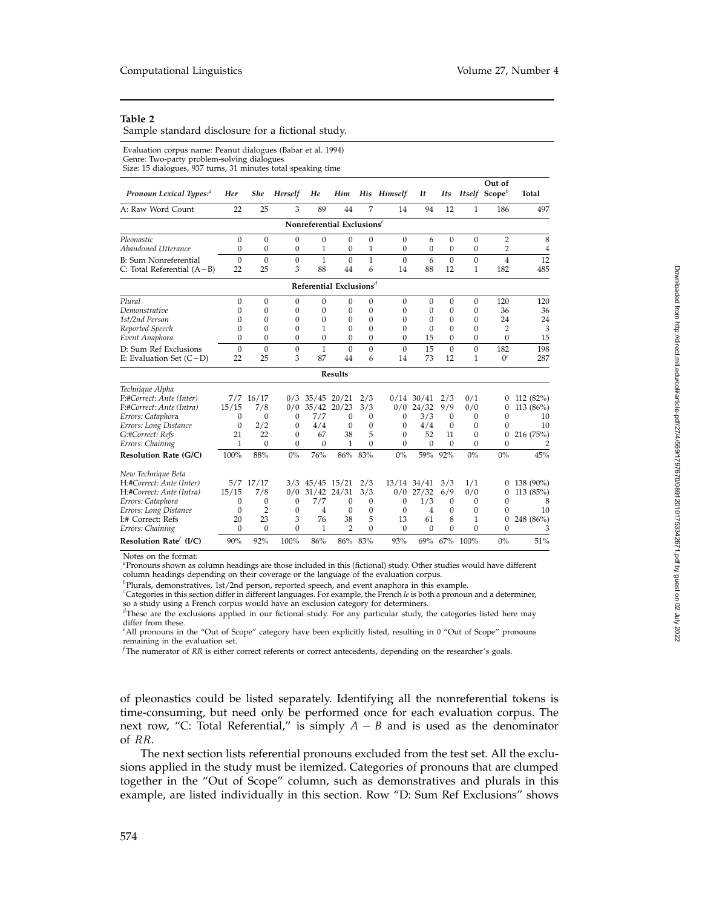**Table 2**

Sample standard disclosure for a fictional study.

Evaluation corpus name: Peanut dialogues (Babar et al. 1994)
Genre: Two-party problem-solving dialogues
Size: 15 dialogues, 937 turns, 31 minutes total speaking time

| *Pronoun Lexical Types:*[a] | *Her* | *She* | *Herself* | *He* | *Him* | *His* | *Himself* | *It* | *Its* | *Itself* | **Out of Scope**[b] | **Total** |
|---|---|---|---|---|---|---|---|---|---|---|---|---|
| A: Raw Word Count | 22 | 25 | 3 | 89 | 44 | 7 | 14 | 94 | 12 | 1 | 186 | 497 |
| **Nonreferential Exclusions**[c] | | | | | | | | | | | | |
| *Pleonastic* | 0 | 0 | 0 | 0 | 0 | 0 | 0 | 6 | 0 | 0 | 2 | 8 |
| *Abandoned Utterance* | 0 | 0 | 0 | 1 | 0 | 1 | 0 | 0 | 0 | 0 | 2 | 4 |
| B: Sum Nonreferential | 0 | 0 | 0 | 1 | 0 | 1 | 0 | 6 | 0 | 0 | 4 | 12 |
| C: Total Referential (A−B) | 22 | 25 | 3 | 88 | 44 | 6 | 14 | 88 | 12 | 1 | 182 | 485 |
| **Referential Exclusions**[d] | | | | | | | | | | | | |
| *Plural* | 0 | 0 | 0 | 0 | 0 | 0 | 0 | 0 | 0 | 0 | 120 | 120 |
| *Demonstrative* | 0 | 0 | 0 | 0 | 0 | 0 | 0 | 0 | 0 | 0 | 36 | 36 |
| *1st/2nd Person* | 0 | 0 | 0 | 0 | 0 | 0 | 0 | 0 | 0 | 0 | 24 | 24 |
| *Reported Speech* | 0 | 0 | 0 | 1 | 0 | 0 | 0 | 0 | 0 | 0 | 2 | 3 |
| *Event Anaphora* | 0 | 0 | 0 | 0 | 0 | 0 | 0 | 15 | 0 | 0 | 0 | 15 |
| D: Sum Ref Exclusions | 0 | 0 | 0 | 1 | 0 | 0 | 0 | 15 | 0 | 0 | 182 | 198 |
| E: Evaluation Set (C−D) | 22 | 25 | 3 | 87 | 44 | 6 | 14 | 73 | 12 | 1 | 0[e] | 287 |
| **Results** | | | | | | | | | | | | |
| *Technique Alpha* | | | | | | | | | | | | |
| *F:#Correct: Ante (Inter)* | 7/7 | 16/17 | 0/3 | 35/45 | 20/21 | 2/3 | 0/14 | 30/41 | 2/3 | 0/1 | 0 | 112 (82%) |
| *F:#Correct: Ante (Intra)* | 15/15 | 7/8 | 0/0 | 35/42 | 20/23 | 3/3 | 0/0 | 24/32 | 9/9 | 0/0 | 0 | 113 (86%) |
| *Errors: Cataphora* | 0 | 0 | 0 | 7/7 | 0 | 0 | 0 | 3/3 | 0 | 0 | 0 | 10 |
| *Errors: Long Distance* | 0 | 2/2 | 0 | 4/4 | 0 | 0 | 0 | 4/4 | 0 | 0 | 0 | 10 |
| *G:#Correct: Refs* | 21 | 22 | 0 | 67 | 38 | 5 | 0 | 52 | 11 | 0 | 0 | 216 (75%) |
| *Errors: Chaining* | 1 | 0 | 0 | 0 | 1 | 0 | 0 | 0 | 0 | 0 | 0 | 2 |
| **Resolution Rate (G/C)** | 100% | 88% | 0% | 76% | 86% | 83% | 0% | 59% | 92% | 0% | 0% | 45% |
| *New Technique Beta* | | | | | | | | | | | | |
| *H:#Correct: Ante (Inter)* | 5/7 | 17/17 | 3/3 | 45/45 | 15/21 | 2/3 | 13/14 | 34/41 | 3/3 | 1/1 | 0 | 138 (90%) |
| *H:#Correct: Ante (Intra)* | 15/15 | 7/8 | 0/0 | 31/42 | 24/31 | 3/3 | 0/0 | 27/32 | 6/9 | 0/0 | 0 | 113 (85%) |
| *Errors: Cataphora* | 0 | 0 | 0 | 7/7 | 0 | 0 | 0 | 1/3 | 0 | 0 | 0 | 8 |
| *Errors: Long Distance* | 0 | 2 | 0 | 4 | 0 | 0 | 0 | 4 | 0 | 0 | 0 | 10 |
| *I:# Correct: Refs* | 20 | 23 | 3 | 76 | 38 | 5 | 13 | 61 | 8 | 1 | 0 | 248 (86%) |
| *Errors: Chaining* | 0 | 0 | 0 | 1 | 2 | 0 | 0 | 0 | 0 | 0 | 0 | 3 |
| **Resolution Rate**[f] **(I/C)** | 90% | 92% | 100% | 86% | 86% | 83% | 93% | 69% | 67% | 100% | 0% | 51% |

Notes on the format:

[a]Pronouns shown as column headings are those included in this (fictional) study. Other studies would have different column headings depending on their coverage or the language of the evaluation corpus.

[b]Plurals, demonstratives, 1st/2nd person, reported speech, and event anaphora in this example.

[c]Categories in this section differ in different languages. For example, the French *le* is both a pronoun and a determiner, so a study using a French corpus would have an exclusion category for determiners.

[d]These are the exclusions applied in our fictional study. For any particular study, the categories listed here may differ from these.

[e]All pronouns in the "Out of Scope" category have been explicitly listed, resulting in 0 "Out of Scope" pronouns remaining in the evaluation set.

[f]The numerator of *RR* is either correct referents or correct antecedents, depending on the researcher's goals.

of pleonastics could be listed separately. Identifying all the nonreferential tokens is time-consuming, but need only be performed once for each evaluation corpus. The next row, "C: Total Referential," is simply $A - B$ and is used as the denominator of $RR$.

The next section lists referential pronouns excluded from the test set. All the exclusions applied in the study must be itemized. Categories of pronouns that are clumped together in the "Out of Scope" column, such as demonstratives and plurals in this example, are listed individually in this section. Row "D: Sum Ref Exclusions" shows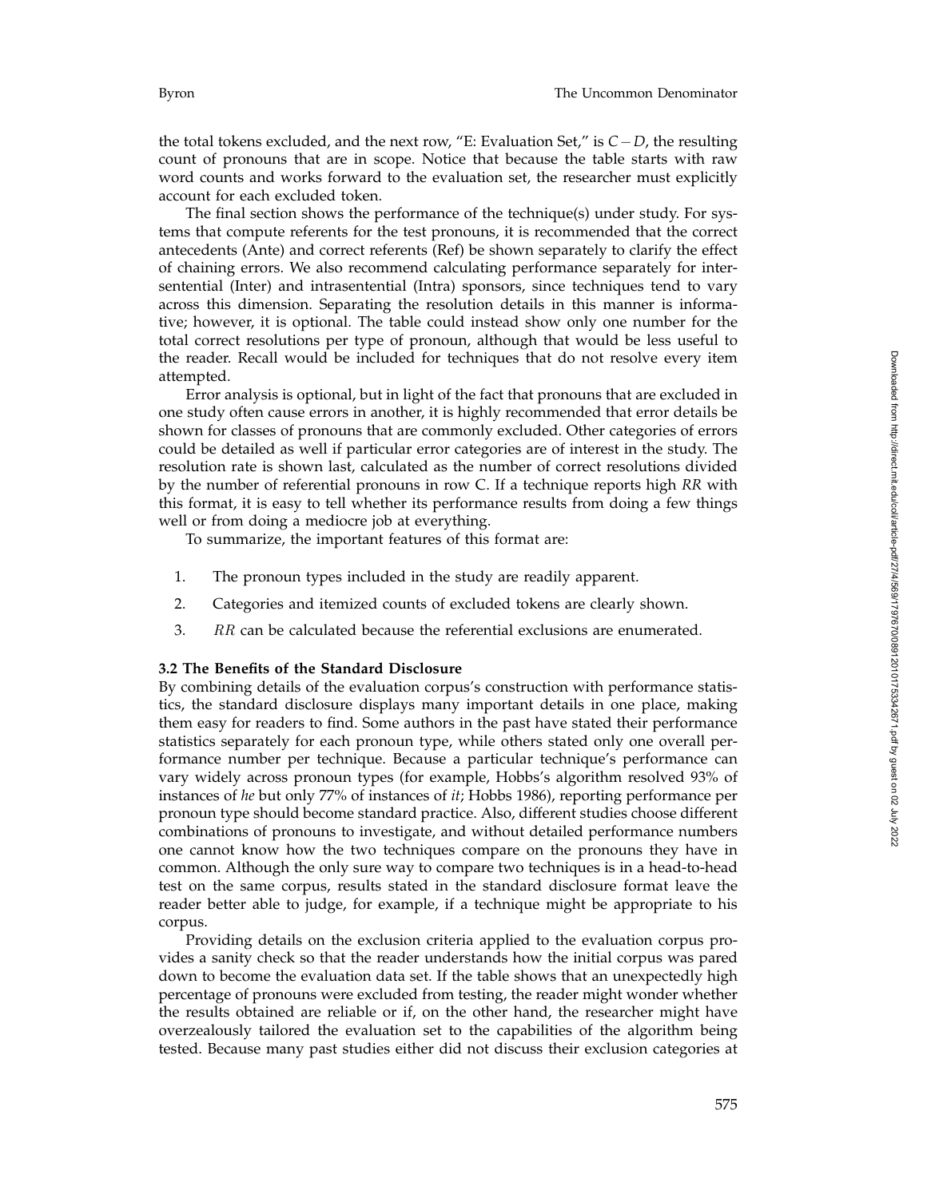the total tokens excluded, and the next row, "E: Evaluation Set," is $C - D$, the resulting count of pronouns that are in scope. Notice that because the table starts with raw word counts and works forward to the evaluation set, the researcher must explicitly account for each excluded token.

The final section shows the performance of the technique(s) under study. For systems that compute referents for the test pronouns, it is recommended that the correct antecedents (Ante) and correct referents (Ref) be shown separately to clarify the effect of chaining errors. We also recommend calculating performance separately for intersentential (Inter) and intrasentential (Intra) sponsors, since techniques tend to vary across this dimension. Separating the resolution details in this manner is informative; however, it is optional. The table could instead show only one number for the total correct resolutions per type of pronoun, although that would be less useful to the reader. Recall would be included for techniques that do not resolve every item attempted.

Error analysis is optional, but in light of the fact that pronouns that are excluded in one study often cause errors in another, it is highly recommended that error details be shown for classes of pronouns that are commonly excluded. Other categories of errors could be detailed as well if particular error categories are of interest in the study. The resolution rate is shown last, calculated as the number of correct resolutions divided by the number of referential pronouns in row C. If a technique reports high *RR* with this format, it is easy to tell whether its performance results from doing a few things well or from doing a mediocre job at everything.

To summarize, the important features of this format are:

1. The pronoun types included in the study are readily apparent.
2. Categories and itemized counts of excluded tokens are clearly shown.
3. $RR$ can be calculated because the referential exclusions are enumerated.

### 3.2 The Benefits of the Standard Disclosure

By combining details of the evaluation corpus's construction with performance statistics, the standard disclosure displays many important details in one place, making them easy for readers to find. Some authors in the past have stated their performance statistics separately for each pronoun type, while others stated only one overall performance number per technique. Because a particular technique's performance can vary widely across pronoun types (for example, Hobbs's algorithm resolved 93% of instances of *he* but only 77% of instances of *it*; Hobbs 1986), reporting performance per pronoun type should become standard practice. Also, different studies choose different combinations of pronouns to investigate, and without detailed performance numbers one cannot know how the two techniques compare on the pronouns they have in common. Although the only sure way to compare two techniques is in a head-to-head test on the same corpus, results stated in the standard disclosure format leave the reader better able to judge, for example, if a technique might be appropriate to his corpus.

Providing details on the exclusion criteria applied to the evaluation corpus provides a sanity check so that the reader understands how the initial corpus was pared down to become the evaluation data set. If the table shows that an unexpectedly high percentage of pronouns were excluded from testing, the reader might wonder whether the results obtained are reliable or if, on the other hand, the researcher might have overzealously tailored the evaluation set to the capabilities of the algorithm being tested. Because many past studies either did not discuss their exclusion categories at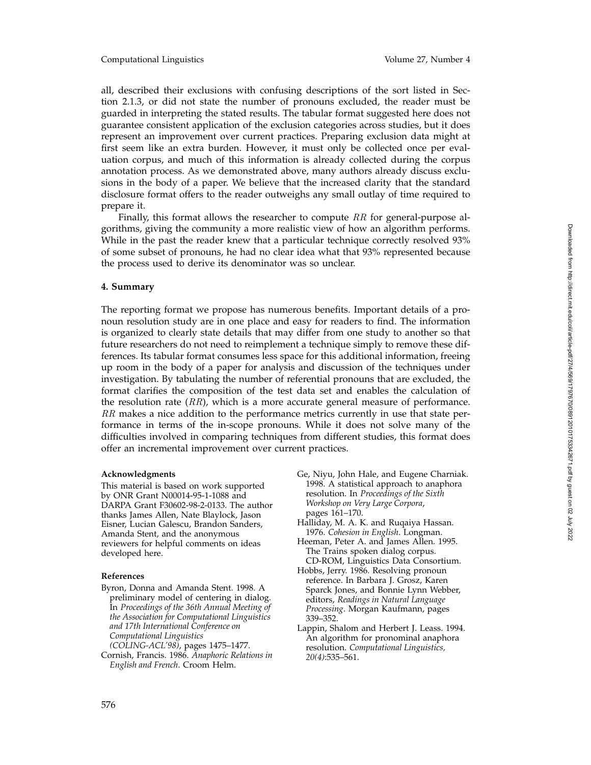all, described their exclusions with confusing descriptions of the sort listed in Section 2.1.3, or did not state the number of pronouns excluded, the reader must be guarded in interpreting the stated results. The tabular format suggested here does not guarantee consistent application of the exclusion categories across studies, but it does represent an improvement over current practices. Preparing exclusion data might at first seem like an extra burden. However, it must only be collected once per evaluation corpus, and much of this information is already collected during the corpus annotation process. As we demonstrated above, many authors already discuss exclusions in the body of a paper. We believe that the increased clarity that the standard disclosure format offers to the reader outweighs any small outlay of time required to prepare it.

Finally, this format allows the researcher to compute $RR$ for general-purpose algorithms, giving the community a more realistic view of how an algorithm performs. While in the past the reader knew that a particular technique correctly resolved 93% of some subset of pronouns, he had no clear idea what that 93% represented because the process used to derive its denominator was so unclear.

## 4. Summary

The reporting format we propose has numerous benefits. Important details of a pronoun resolution study are in one place and easy for readers to find. The information is organized to clearly state details that may differ from one study to another so that future researchers do not need to reimplement a technique simply to remove these differences. Its tabular format consumes less space for this additional information, freeing up room in the body of a paper for analysis and discussion of the techniques under investigation. By tabulating the number of referential pronouns that are excluded, the format clarifies the composition of the test data set and enables the calculation of the resolution rate ($RR$), which is a more accurate general measure of performance. $RR$ makes a nice addition to the performance metrics currently in use that state performance in terms of the in-scope pronouns. While it does not solve many of the difficulties involved in comparing techniques from different studies, this format does offer an incremental improvement over current practices.

### Acknowledgments

This material is based on work supported by ONR Grant N00014-95-1-1088 and DARPA Grant F30602-98-2-0133. The author thanks James Allen, Nate Blaylock, Jason Eisner, Lucian Galescu, Brandon Sanders, Amanda Stent, and the anonymous reviewers for helpful comments on ideas developed here.

### References

Byron, Donna and Amanda Stent. 1998. A preliminary model of centering in dialog. In *Proceedings of the 36th Annual Meeting of the Association for Computational Linguistics and 17th International Conference on Computational Linguistics (COLING-ACL'98)*, pages 1475–1477.

Cornish, Francis. 1986. *Anaphoric Relations in English and French*. Croom Helm.

Ge, Niyu, John Hale, and Eugene Charniak. 1998. A statistical approach to anaphora resolution. In *Proceedings of the Sixth Workshop on Very Large Corpora*, pages 161–170.

Halliday, M. A. K. and Ruqaiya Hassan. 1976. *Cohesion in English*. Longman.

Heeman, Peter A. and James Allen. 1995. The Trains spoken dialog corpus. CD-ROM, Linguistics Data Consortium.

Hobbs, Jerry. 1986. Resolving pronoun reference. In Barbara J. Grosz, Karen Sparck Jones, and Bonnie Lynn Webber, editors, *Readings in Natural Language Processing*. Morgan Kaufmann, pages 339–352.

Lappin, Shalom and Herbert J. Leass. 1994. An algorithm for pronominal anaphora resolution. *Computational Linguistics, 20(4)*:535–561.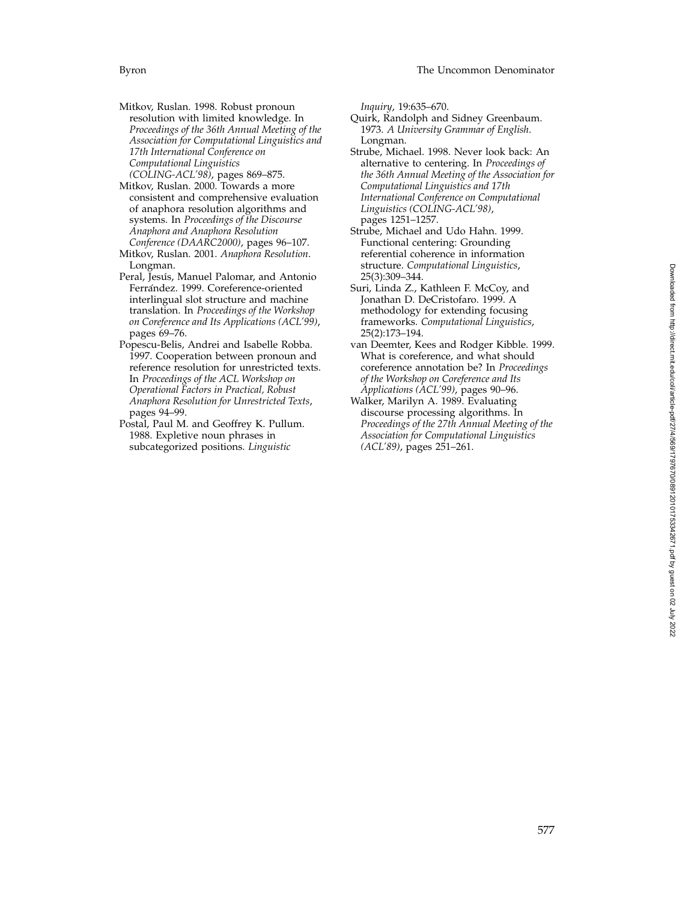Mitkov, Ruslan. 1998. Robust pronoun resolution with limited knowledge. In *Proceedings of the 36th Annual Meeting of the Association for Computational Linguistics and 17th International Conference on Computational Linguistics (COLING-ACL'98)*, pages 869–875.

Mitkov, Ruslan. 2000. Towards a more consistent and comprehensive evaluation of anaphora resolution algorithms and systems. In *Proceedings of the Discourse Anaphora and Anaphora Resolution Conference (DAARC2000)*, pages 96–107.

Mitkov, Ruslan. 2001. *Anaphora Resolution*. Longman.

Peral, Jesús, Manuel Palomar, and Antonio Ferrández. 1999. Coreference-oriented interlingual slot structure and machine translation. In *Proceedings of the Workshop on Coreference and Its Applications (ACL'99)*, pages 69–76.

Popescu-Belis, Andrei and Isabelle Robba. 1997. Cooperation between pronoun and reference resolution for unrestricted texts. In *Proceedings of the ACL Workshop on Operational Factors in Practical, Robust Anaphora Resolution for Unrestricted Texts*, pages 94–99.

Postal, Paul M. and Geoffrey K. Pullum. 1988. Expletive noun phrases in subcategorized positions. *Linguistic Inquiry*, 19:635–670.

Quirk, Randolph and Sidney Greenbaum. 1973. *A University Grammar of English*. Longman.

Strube, Michael. 1998. Never look back: An alternative to centering. In *Proceedings of the 36th Annual Meeting of the Association for Computational Linguistics and 17th International Conference on Computational Linguistics (COLING-ACL'98)*, pages 1251–1257.

Strube, Michael and Udo Hahn. 1999. Functional centering: Grounding referential coherence in information structure. *Computational Linguistics*, 25(3):309–344.

Suri, Linda Z., Kathleen F. McCoy, and Jonathan D. DeCristofaro. 1999. A methodology for extending focusing frameworks. *Computational Linguistics*, 25(2):173–194.

van Deemter, Kees and Rodger Kibble. 1999. What is coreference, and what should coreference annotation be? In *Proceedings of the Workshop on Coreference and Its Applications (ACL'99)*, pages 90–96.

Walker, Marilyn A. 1989. Evaluating discourse processing algorithms. In *Proceedings of the 27th Annual Meeting of the Association for Computational Linguistics (ACL'89)*, pages 251–261.